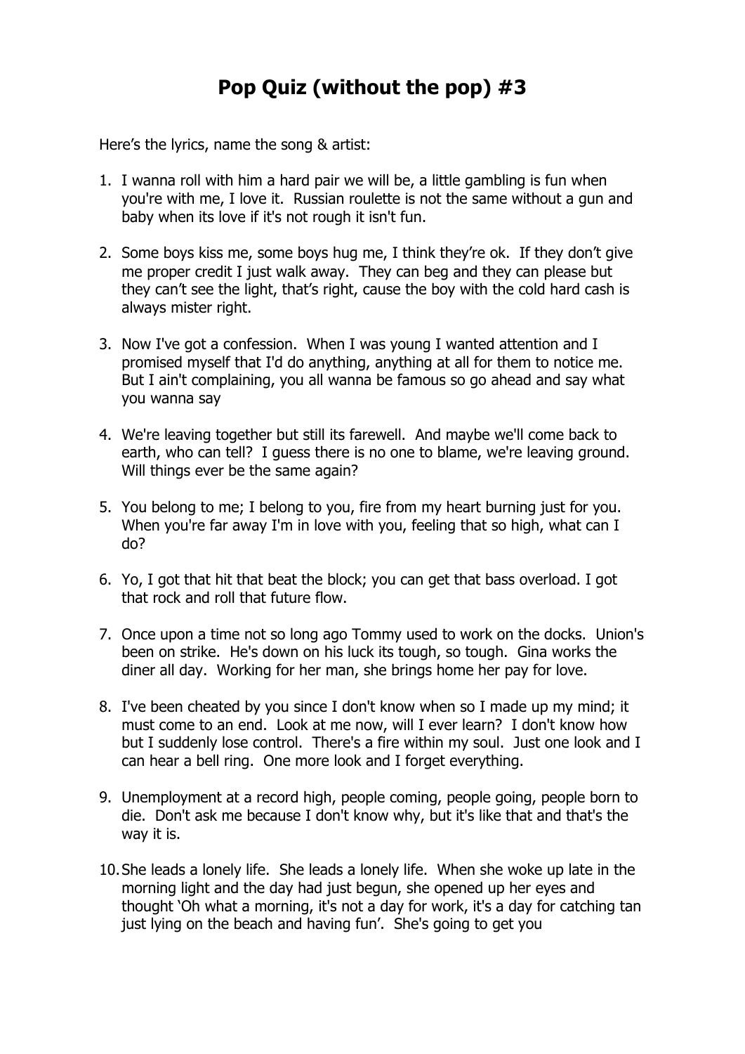# Pop Quiz (without the pop) #3

Here's the lyrics, name the song & artist:

1. I wanna roll with him a hard pair we will be, a little gambling is fun when you're with me, I love it. Russian roulette is not the same without a gun and baby when its love if it's not rough it isn't fun.

2. Some boys kiss me, some boys hug me, I think they're ok. If they don't give me proper credit I just walk away. They can beg and they can please but they can't see the light, that's right, cause the boy with the cold hard cash is always mister right.

3. Now I've got a confession. When I was young I wanted attention and I promised myself that I'd do anything, anything at all for them to notice me. But I ain't complaining, you all wanna be famous so go ahead and say what you wanna say

4. We're leaving together but still its farewell. And maybe we'll come back to earth, who can tell? I guess there is no one to blame, we're leaving ground. Will things ever be the same again?

5. You belong to me; I belong to you, fire from my heart burning just for you. When you're far away I'm in love with you, feeling that so high, what can I do?

6. Yo, I got that hit that beat the block; you can get that bass overload. I got that rock and roll that future flow.

7. Once upon a time not so long ago Tommy used to work on the docks. Union's been on strike. He's down on his luck its tough, so tough. Gina works the diner all day. Working for her man, she brings home her pay for love.

8. I've been cheated by you since I don't know when so I made up my mind; it must come to an end. Look at me now, will I ever learn? I don't know how but I suddenly lose control. There's a fire within my soul. Just one look and I can hear a bell ring. One more look and I forget everything.

9. Unemployment at a record high, people coming, people going, people born to die. Don't ask me because I don't know why, but it's like that and that's the way it is.

10. She leads a lonely life. She leads a lonely life. When she woke up late in the morning light and the day had just begun, she opened up her eyes and thought 'Oh what a morning, it's not a day for work, it's a day for catching tan just lying on the beach and having fun'. She's going to get you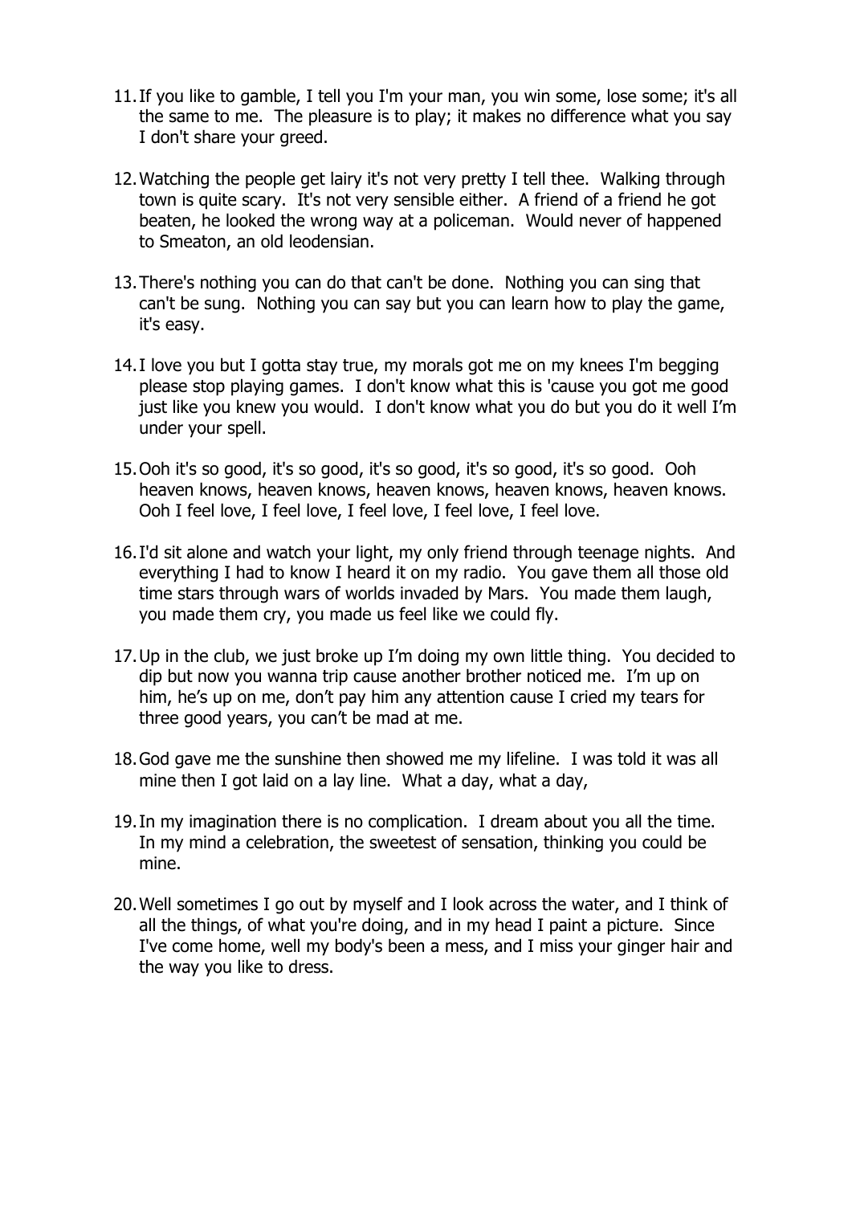11. If you like to gamble, I tell you I'm your man, you win some, lose some; it's all the same to me. The pleasure is to play; it makes no difference what you say I don't share your greed.

12. Watching the people get lairy it's not very pretty I tell thee. Walking through town is quite scary. It's not very sensible either. A friend of a friend he got beaten, he looked the wrong way at a policeman. Would never of happened to Smeaton, an old leodensian.

13. There's nothing you can do that can't be done. Nothing you can sing that can't be sung. Nothing you can say but you can learn how to play the game, it's easy.

14. I love you but I gotta stay true, my morals got me on my knees I'm begging please stop playing games. I don't know what this is 'cause you got me good just like you knew you would. I don't know what you do but you do it well I'm under your spell.

15. Ooh it's so good, it's so good, it's so good, it's so good, it's so good. Ooh heaven knows, heaven knows, heaven knows, heaven knows, heaven knows. Ooh I feel love, I feel love, I feel love, I feel love, I feel love.

16. I'd sit alone and watch your light, my only friend through teenage nights. And everything I had to know I heard it on my radio. You gave them all those old time stars through wars of worlds invaded by Mars. You made them laugh, you made them cry, you made us feel like we could fly.

17. Up in the club, we just broke up I'm doing my own little thing. You decided to dip but now you wanna trip cause another brother noticed me. I'm up on him, he's up on me, don't pay him any attention cause I cried my tears for three good years, you can't be mad at me.

18. God gave me the sunshine then showed me my lifeline. I was told it was all mine then I got laid on a lay line. What a day, what a day,

19. In my imagination there is no complication. I dream about you all the time. In my mind a celebration, the sweetest of sensation, thinking you could be mine.

20. Well sometimes I go out by myself and I look across the water, and I think of all the things, of what you're doing, and in my head I paint a picture. Since I've come home, well my body's been a mess, and I miss your ginger hair and the way you like to dress.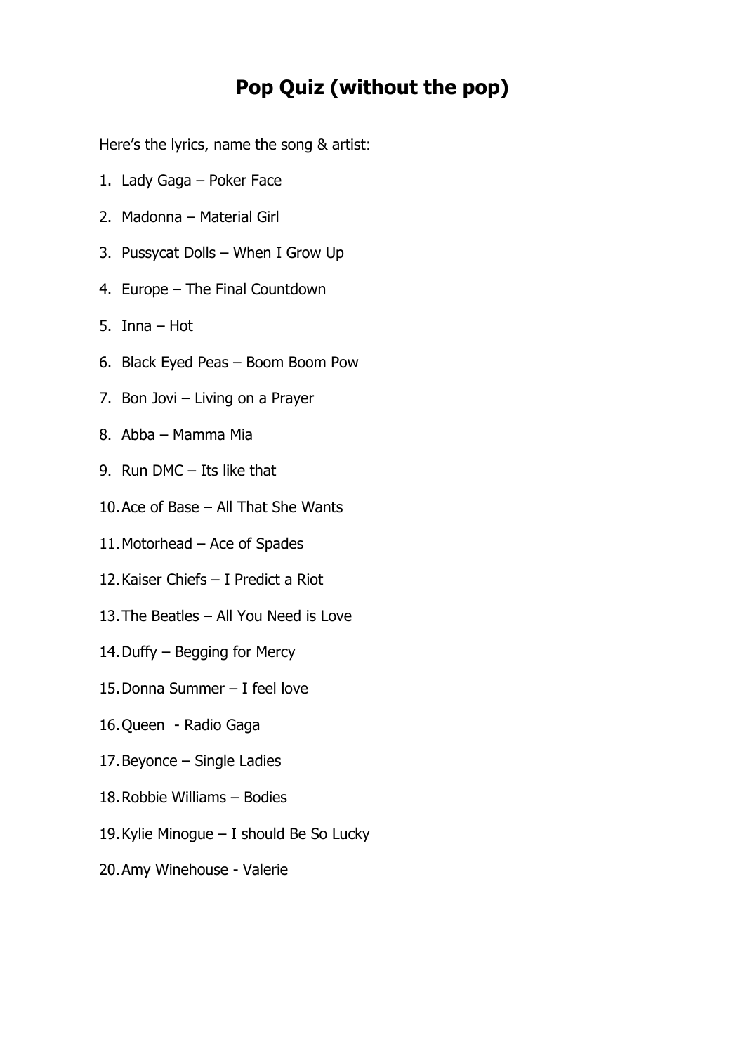# Pop Quiz (without the pop)

Here's the lyrics, name the song & artist:

1. Lady Gaga – Poker Face
2. Madonna – Material Girl
3. Pussycat Dolls – When I Grow Up
4. Europe – The Final Countdown
5. Inna – Hot
6. Black Eyed Peas – Boom Boom Pow
7. Bon Jovi – Living on a Prayer
8. Abba – Mamma Mia
9. Run DMC – Its like that
10. Ace of Base – All That She Wants
11. Motorhead – Ace of Spades
12. Kaiser Chiefs – I Predict a Riot
13. The Beatles – All You Need is Love
14. Duffy – Begging for Mercy
15. Donna Summer – I feel love
16. Queen - Radio Gaga
17. Beyonce – Single Ladies
18. Robbie Williams – Bodies
19. Kylie Minogue – I should Be So Lucky
20. Amy Winehouse - Valerie